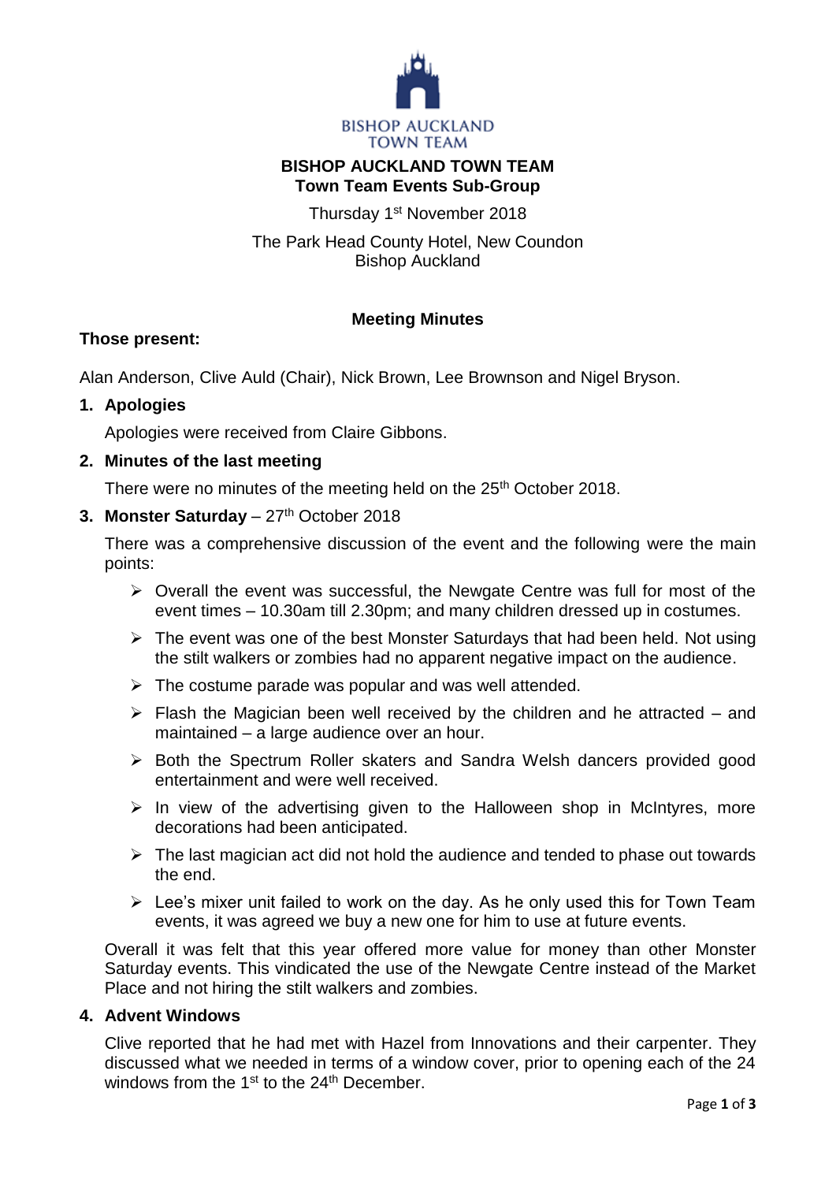BISHOP AUCKLAND TOWN TEAM

# BISHOP AUCKLAND TOWN TEAM
## Town Team Events Sub-Group

Thursday 1st November 2018

The Park Head County Hotel, New Coundon
Bishop Auckland

### Meeting Minutes

**Those present:**

Alan Anderson, Clive Auld (Chair), Nick Brown, Lee Brownson and Nigel Bryson.

1. **Apologies**

   Apologies were received from Claire Gibbons.

2. **Minutes of the last meeting**

   There were no minutes of the meeting held on the 25th October 2018.

3. **Monster Saturday** – 27th October 2018

   There was a comprehensive discussion of the event and the following were the main points:

   - Overall the event was successful, the Newgate Centre was full for most of the event times – 10.30am till 2.30pm; and many children dressed up in costumes.
   - The event was one of the best Monster Saturdays that had been held. Not using the stilt walkers or zombies had no apparent negative impact on the audience.
   - The costume parade was popular and was well attended.
   - Flash the Magician been well received by the children and he attracted – and maintained – a large audience over an hour.
   - Both the Spectrum Roller skaters and Sandra Welsh dancers provided good entertainment and were well received.
   - In view of the advertising given to the Halloween shop in McIntyres, more decorations had been anticipated.
   - The last magician act did not hold the audience and tended to phase out towards the end.
   - Lee's mixer unit failed to work on the day. As he only used this for Town Team events, it was agreed we buy a new one for him to use at future events.

   Overall it was felt that this year offered more value for money than other Monster Saturday events. This vindicated the use of the Newgate Centre instead of the Market Place and not hiring the stilt walkers and zombies.

4. **Advent Windows**

   Clive reported that he had met with Hazel from Innovations and their carpenter. They discussed what we needed in terms of a window cover, prior to opening each of the 24 windows from the 1st to the 24th December.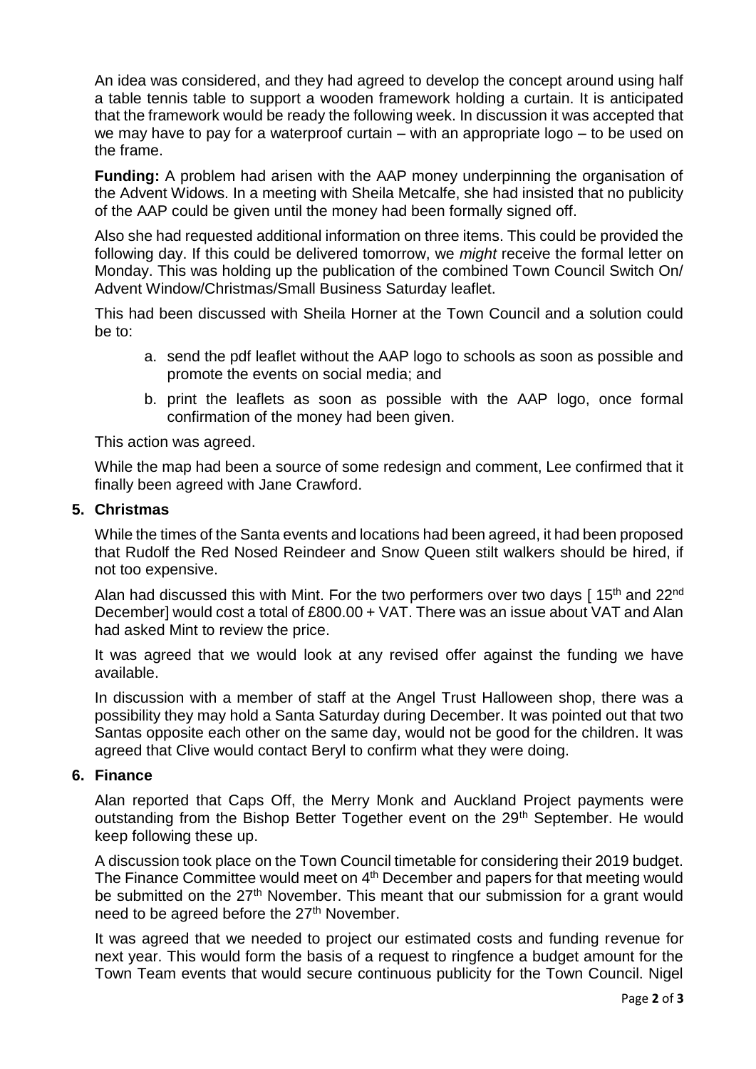An idea was considered, and they had agreed to develop the concept around using half a table tennis table to support a wooden framework holding a curtain. It is anticipated that the framework would be ready the following week. In discussion it was accepted that we may have to pay for a waterproof curtain – with an appropriate logo – to be used on the frame.

**Funding:** A problem had arisen with the AAP money underpinning the organisation of the Advent Widows. In a meeting with Sheila Metcalfe, she had insisted that no publicity of the AAP could be given until the money had been formally signed off.

Also she had requested additional information on three items. This could be provided the following day. If this could be delivered tomorrow, we *might* receive the formal letter on Monday. This was holding up the publication of the combined Town Council Switch On/ Advent Window/Christmas/Small Business Saturday leaflet.

This had been discussed with Sheila Horner at the Town Council and a solution could be to:

a. send the pdf leaflet without the AAP logo to schools as soon as possible and promote the events on social media; and
b. print the leaflets as soon as possible with the AAP logo, once formal confirmation of the money had been given.

This action was agreed.

While the map had been a source of some redesign and comment, Lee confirmed that it finally been agreed with Jane Crawford.

## 5. Christmas

While the times of the Santa events and locations had been agreed, it had been proposed that Rudolf the Red Nosed Reindeer and Snow Queen stilt walkers should be hired, if not too expensive.

Alan had discussed this with Mint. For the two performers over two days [ 15th and 22nd December] would cost a total of £800.00 + VAT. There was an issue about VAT and Alan had asked Mint to review the price.

It was agreed that we would look at any revised offer against the funding we have available.

In discussion with a member of staff at the Angel Trust Halloween shop, there was a possibility they may hold a Santa Saturday during December. It was pointed out that two Santas opposite each other on the same day, would not be good for the children. It was agreed that Clive would contact Beryl to confirm what they were doing.

## 6. Finance

Alan reported that Caps Off, the Merry Monk and Auckland Project payments were outstanding from the Bishop Better Together event on the 29th September. He would keep following these up.

A discussion took place on the Town Council timetable for considering their 2019 budget. The Finance Committee would meet on 4th December and papers for that meeting would be submitted on the 27th November. This meant that our submission for a grant would need to be agreed before the 27th November.

It was agreed that we needed to project our estimated costs and funding revenue for next year. This would form the basis of a request to ringfence a budget amount for the Town Team events that would secure continuous publicity for the Town Council. Nigel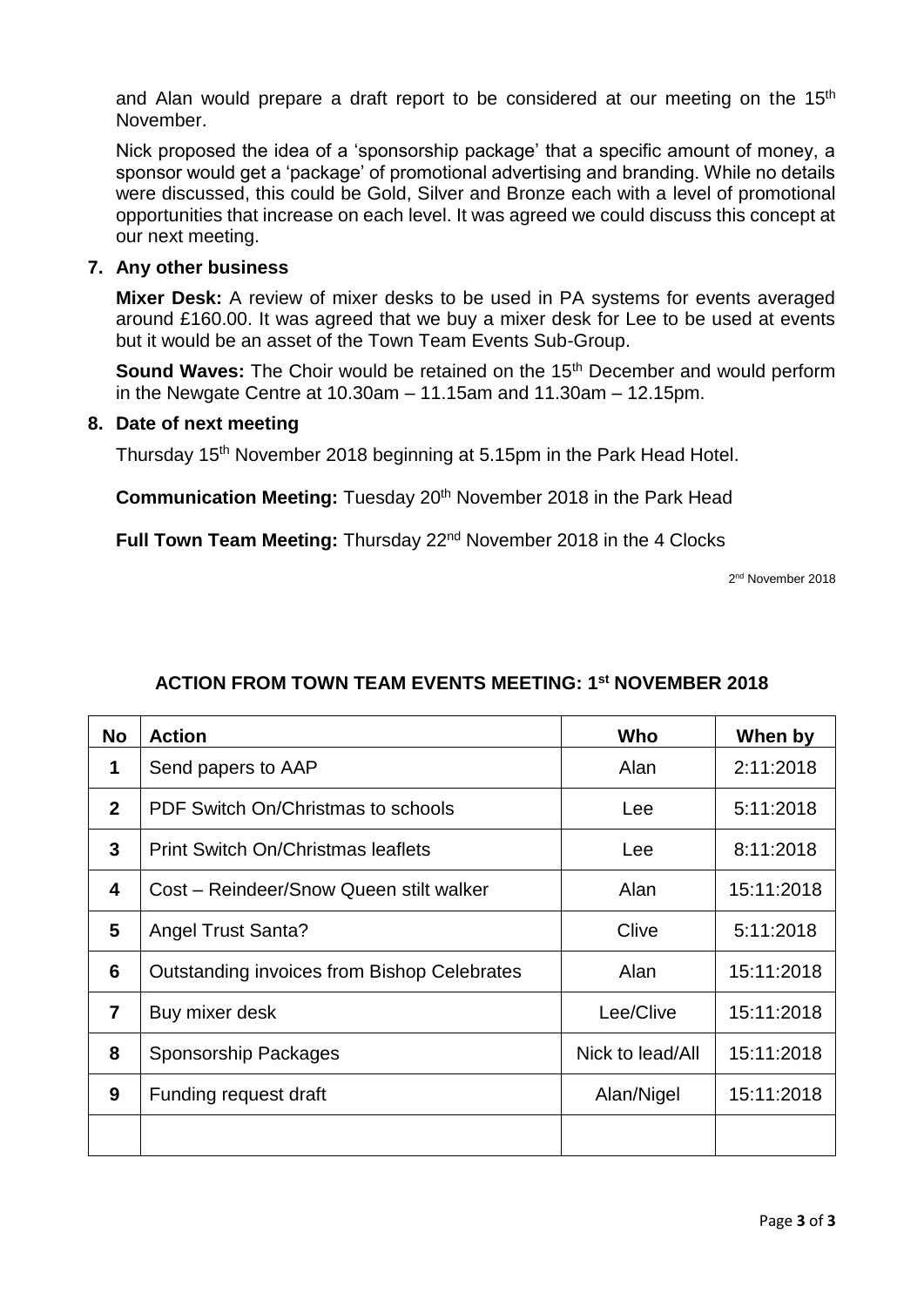and Alan would prepare a draft report to be considered at our meeting on the 15th November.

Nick proposed the idea of a 'sponsorship package' that a specific amount of money, a sponsor would get a 'package' of promotional advertising and branding. While no details were discussed, this could be Gold, Silver and Bronze each with a level of promotional opportunities that increase on each level. It was agreed we could discuss this concept at our next meeting.

## 7. Any other business

**Mixer Desk:** A review of mixer desks to be used in PA systems for events averaged around £160.00. It was agreed that we buy a mixer desk for Lee to be used at events but it would be an asset of the Town Team Events Sub-Group.

**Sound Waves:** The Choir would be retained on the 15th December and would perform in the Newgate Centre at 10.30am – 11.15am and 11.30am – 12.15pm.

## 8. Date of next meeting

Thursday 15th November 2018 beginning at 5.15pm in the Park Head Hotel.

**Communication Meeting:** Tuesday 20th November 2018 in the Park Head

**Full Town Team Meeting:** Thursday 22nd November 2018 in the 4 Clocks

2nd November 2018

## ACTION FROM TOWN TEAM EVENTS MEETING: 1st NOVEMBER 2018

| No | Action | Who | When by |
|---|---|---|---|
| 1 | Send papers to AAP | Alan | 2:11:2018 |
| 2 | PDF Switch On/Christmas to schools | Lee | 5:11:2018 |
| 3 | Print Switch On/Christmas leaflets | Lee | 8:11:2018 |
| 4 | Cost – Reindeer/Snow Queen stilt walker | Alan | 15:11:2018 |
| 5 | Angel Trust Santa? | Clive | 5:11:2018 |
| 6 | Outstanding invoices from Bishop Celebrates | Alan | 15:11:2018 |
| 7 | Buy mixer desk | Lee/Clive | 15:11:2018 |
| 8 | Sponsorship Packages | Nick to lead/All | 15:11:2018 |
| 9 | Funding request draft | Alan/Nigel | 15:11:2018 |
| | | | |